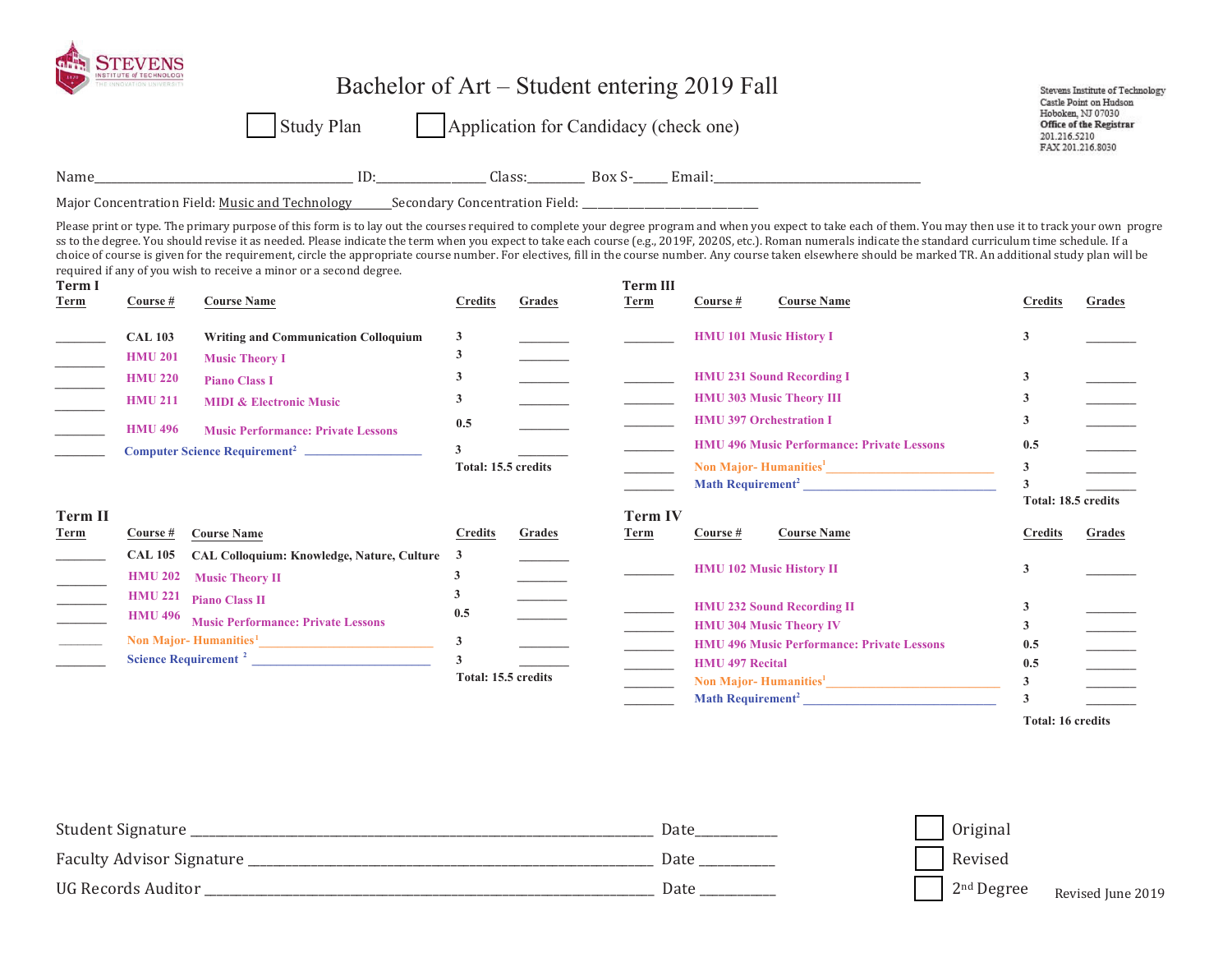# Bachelor of Art – Student entering 2019 Fall

☐ Study Plan ☐ Application for Candidacy (check one)

Stevens Institute of Technology
Castle Point on Hudson
Hoboken, NJ 07030
**Office of the Registrar**
201.216.5210
FAX 201.216.8030

Name__________________________ ID:______________ Class:________ Box S-_____ Email:__________________________

Major Concentration Field: Music and Technology______Secondary Concentration Field: __________________________

Please print or type. The primary purpose of this form is to lay out the courses required to complete your degree program and when you expect to take each of them. You may then use it to track your own progress to the degree. You should revise it as needed. Please indicate the term when you expect to take each course (e.g., 2019F, 2020S, etc.). Roman numerals indicate the standard curriculum time schedule. If a choice of course is given for the requirement, circle the appropriate course number. For electives, fill in the course number. Any course taken elsewhere should be marked TR. An additional study plan will be required if any of you wish to receive a minor or a second degree.

## Term I

| Term | Course # | Course Name | Credits | Grades |
|---|---|---|---|---|
| ________ | CAL 103 | Writing and Communication Colloquium | 3 | ________ |
| ________ | HMU 201 | Music Theory I | 3 | ________ |
| ________ | HMU 220 | Piano Class I | 3 | ________ |
| ________ | HMU 211 | MIDI & Electronic Music | 3 | ________ |
| ________ | HMU 496 | Music Performance: Private Lessons | 0.5 | ________ |
| ________ | Computer Science Requirement[2] ________________ | | 3 | ________ |
| | | | Total: 15.5 credits | |

## Term II

| Term | Course # | Course Name | Credits | Grades |
|---|---|---|---|---|
| ________ | CAL 105 | CAL Colloquium: Knowledge, Nature, Culture | 3 | ________ |
| ________ | HMU 202 | Music Theory II | 3 | ________ |
| ________ | HMU 221 | Piano Class II | 3 | ________ |
| ________ | HMU 496 | Music Performance: Private Lessons | 0.5 | ________ |
| ________ | Non Major- Humanities[1] ________________ | | 3 | ________ |
| ________ | Science Requirement[2] ________________ | | 3 | ________ |
| | | | Total: 15.5 credits | |

## Term III

| Term | Course # | Course Name | Credits | Grades |
|---|---|---|---|---|
| ________ | HMU 101 | Music History I | 3 | ________ |
| ________ | HMU 231 | Sound Recording I | 3 | ________ |
| ________ | HMU 303 | Music Theory III | 3 | ________ |
| ________ | HMU 397 | Orchestration I | 3 | ________ |
| ________ | HMU 496 | Music Performance: Private Lessons | 0.5 | ________ |
| ________ | Non Major- Humanities[1] ________________ | | 3 | ________ |
| ________ | Math Requirement[2] ________________ | | 3 | ________ |
| | | | Total: 18.5 credits | |

## Term IV

| Term | Course # | Course Name | Credits | Grades |
|---|---|---|---|---|
| ________ | HMU 102 | Music History II | 3 | ________ |
| ________ | HMU 232 | Sound Recording II | 3 | ________ |
| ________ | HMU 304 | Music Theory IV | 3 | ________ |
| ________ | HMU 496 | Music Performance: Private Lessons | 0.5 | ________ |
| ________ | HMU 497 | Recital | 0.5 | ________ |
| ________ | Non Major- Humanities[1] ________________ | | 3 | ________ |
| ________ | Math Requirement[2] ________________ | | 3 | ________ |
| | | | Total: 16 credits | |

Student Signature ______________________________________ Date__________

Faculty Advisor Signature ________________________________ Date __________

UG Records Auditor _____________________________________ Date __________

☐ Original
☐ Revised
☐ 2nd Degree

Revised June 2019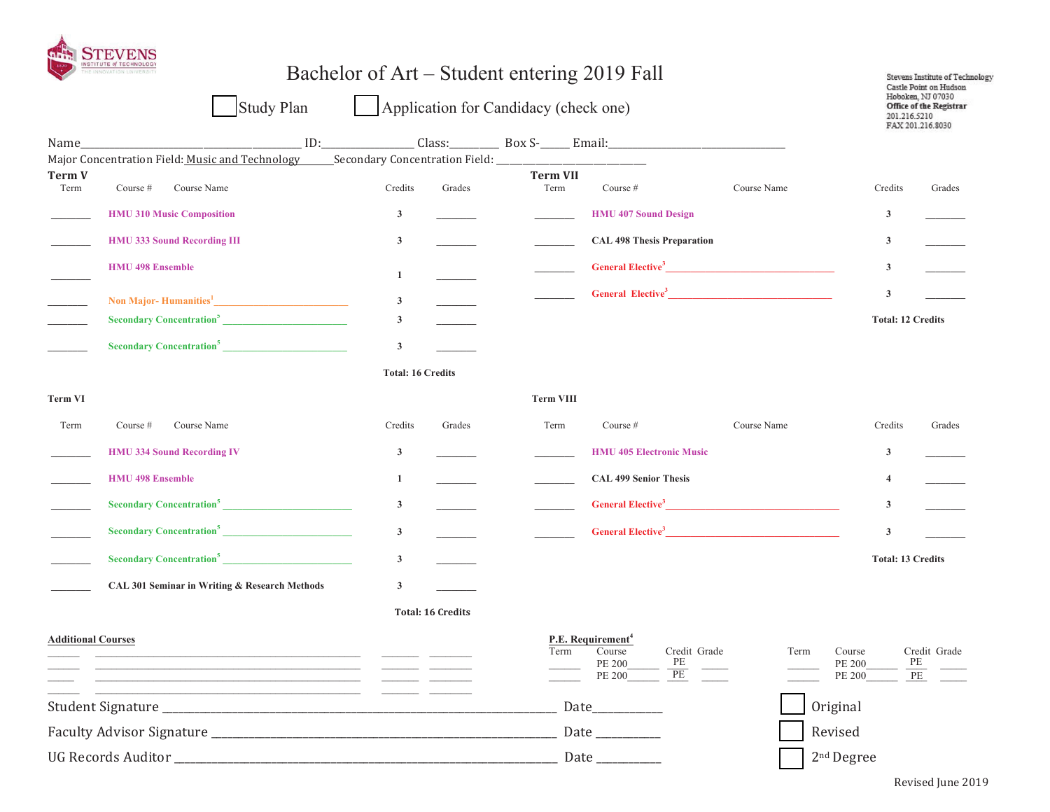# Bachelor of Art – Student entering 2019 Fall

☐ Study Plan ☐ Application for Candidacy (check one)

Stevens Institute of Technology
Castle Point on Hudson
Hoboken, NJ 07030
**Office of the Registrar**
201.216.5210
FAX 201.216.8030

Name________________________________________ ID:________________ Class:_________ Box S-______ Email:________________________________

Major Concentration Field: Music and Technology______Secondary Concentration Field: ___________________________

### Term V

| Term | Course # Course Name | Credits | Grades |
|---|---|---|---|
| _______ | HMU 310 Music Composition | 3 | _______ |
| _______ | HMU 333 Sound Recording III | 3 | _______ |
| _______ | HMU 498 Ensemble | 1 | _______ |
| _______ | Non Major- Humanities[1] ________________________ | 3 | _______ |
| _______ | Secondary Concentration[5] ________________________ | 3 | _______ |
| _______ | Secondary Concentration[5] ________________________ | 3 | _______ |
| | | **Total: 16 Credits** | |

### Term VI

| Term | Course # Course Name | Credits | Grades |
|---|---|---|---|
| _______ | HMU 334 Sound Recording IV | 3 | _______ |
| _______ | HMU 498 Ensemble | 1 | _______ |
| _______ | Secondary Concentration[5] ________________________ | 3 | _______ |
| _______ | Secondary Concentration[5] ________________________ | 3 | _______ |
| _______ | Secondary Concentration[5] ________________________ | 3 | _______ |
| _______ | CAL 301 Seminar in Writing & Research Methods | 3 | _______ |
| | | **Total: 16 Credits** | |

### Term VII

| Term | Course # Course Name | Credits | Grades |
|---|---|---|---|
| _______ | HMU 407 Sound Design | 3 | _______ |
| _______ | CAL 498 Thesis Preparation | 3 | _______ |
| _______ | General Elective[3] ________________________________ | 3 | _______ |
| _______ | General Elective[3] ________________________________ | 3 | _______ |
| | | **Total: 12 Credits** | |

### Term VIII

| Term | Course # Course Name | Credits | Grades |
|---|---|---|---|
| _______ | HMU 405 Electronic Music | 3 | _______ |
| _______ | CAL 499 Senior Thesis | 4 | _______ |
| _______ | General Elective[3] ________________________________ | 3 | _______ |
| _______ | General Elective[3] ________________________________ | 3 | _______ |
| | | **Total: 13 Credits** | |

**Additional Courses**

| | | | |
|---|---|---|---|
| ______ | ____________________________________________ | _______ | _______ |
| ______ | ____________________________________________ | _______ | _______ |
| ______ | ____________________________________________ | _______ | _______ |
| ______ | ____________________________________________ | _______ | _______ |

**P.E. Requirement[4]**

| Term | Course | Credit | Grade | Term | Course | Credit | Grade |
|---|---|---|---|---|---|---|---|
| ______ | PE 200______ | PE | _____ | ______ | PE 200______ | PE | _____ |
| ______ | PE 200______ | PE | _____ | ______ | PE 200______ | PE | _____ |

Student Signature ______________________________________________ Date___________

Faculty Advisor Signature ______________________________________ Date ___________

UG Records Auditor ____________________________________________ Date ___________

☐ Original
☐ Revised
☐ 2nd Degree

Revised June 2019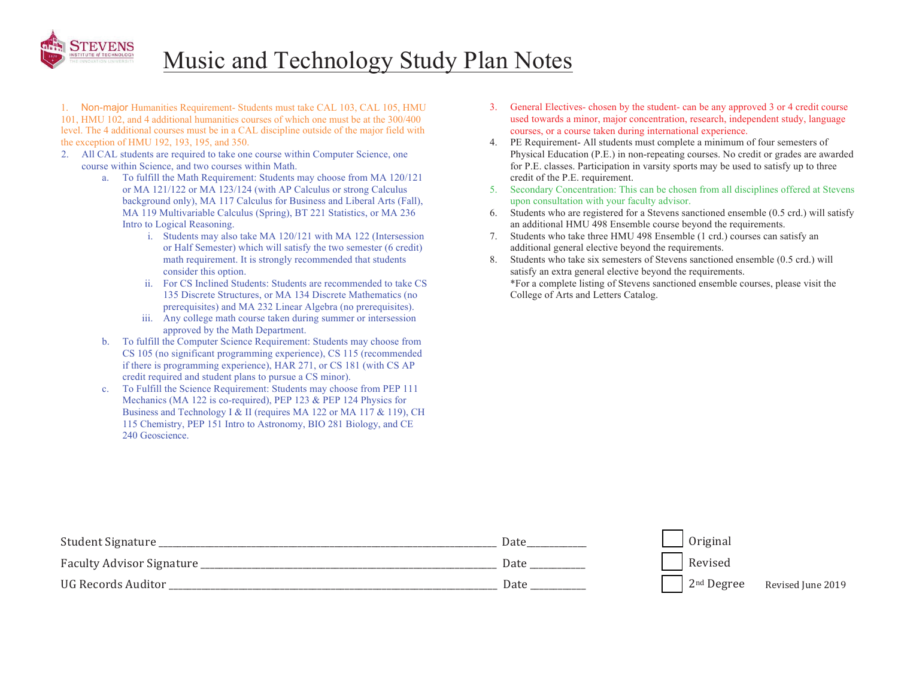# Music and Technology Study Plan Notes

1. Non-major Humanities Requirement- Students must take CAL 103, CAL 105, HMU 101, HMU 102, and 4 additional humanities courses of which one must be at the 300/400 level. The 4 additional courses must be in a CAL discipline outside of the major field with the exception of HMU 192, 193, 195, and 350.
2. All CAL students are required to take one course within Computer Science, one course within Science, and two courses within Math.
   a. To fulfill the Math Requirement: Students may choose from MA 120/121 or MA 121/122 or MA 123/124 (with AP Calculus or strong Calculus background only), MA 117 Calculus for Business and Liberal Arts (Fall), MA 119 Multivariable Calculus (Spring), BT 221 Statistics, or MA 236 Intro to Logical Reasoning.
      i. Students may also take MA 120/121 with MA 122 (Intersession or Half Semester) which will satisfy the two semester (6 credit) math requirement. It is strongly recommended that students consider this option.
      ii. For CS Inclined Students: Students are recommended to take CS 135 Discrete Structures, or MA 134 Discrete Mathematics (no prerequisites) and MA 232 Linear Algebra (no prerequisites).
      iii. Any college math course taken during summer or intersession approved by the Math Department.
   b. To fulfill the Computer Science Requirement: Students may choose from CS 105 (no significant programming experience), CS 115 (recommended if there is programming experience), HAR 271, or CS 181 (with CS AP credit required and student plans to pursue a CS minor).
   c. To Fulfill the Science Requirement: Students may choose from PEP 111 Mechanics (MA 122 is co-required), PEP 123 & PEP 124 Physics for Business and Technology I & II (requires MA 122 or MA 117 & 119), CH 115 Chemistry, PEP 151 Intro to Astronomy, BIO 281 Biology, and CE 240 Geoscience.
3. General Electives- chosen by the student- can be any approved 3 or 4 credit course used towards a minor, major concentration, research, independent study, language courses, or a course taken during international experience.
4. PE Requirement- All students must complete a minimum of four semesters of Physical Education (P.E.) in non-repeating courses. No credit or grades are awarded for P.E. classes. Participation in varsity sports may be used to satisfy up to three credit of the P.E. requirement.
5. Secondary Concentration: This can be chosen from all disciplines offered at Stevens upon consultation with your faculty advisor.
6. Students who are registered for a Stevens sanctioned ensemble (0.5 crd.) will satisfy an additional HMU 498 Ensemble course beyond the requirements.
7. Students who take three HMU 498 Ensemble (1 crd.) courses can satisfy an additional general elective beyond the requirements.
8. Students who take six semesters of Stevens sanctioned ensemble (0.5 crd.) will satisfy an extra general elective beyond the requirements.
   *For a complete listing of Stevens sanctioned ensemble courses, please visit the College of Arts and Letters Catalog.

Student Signature ______________________________ Date__________

Faculty Advisor Signature ______________________________ Date __________

UG Records Auditor ______________________________ Date __________

☐ Original

☐ Revised

☐ 2nd Degree

Revised June 2019